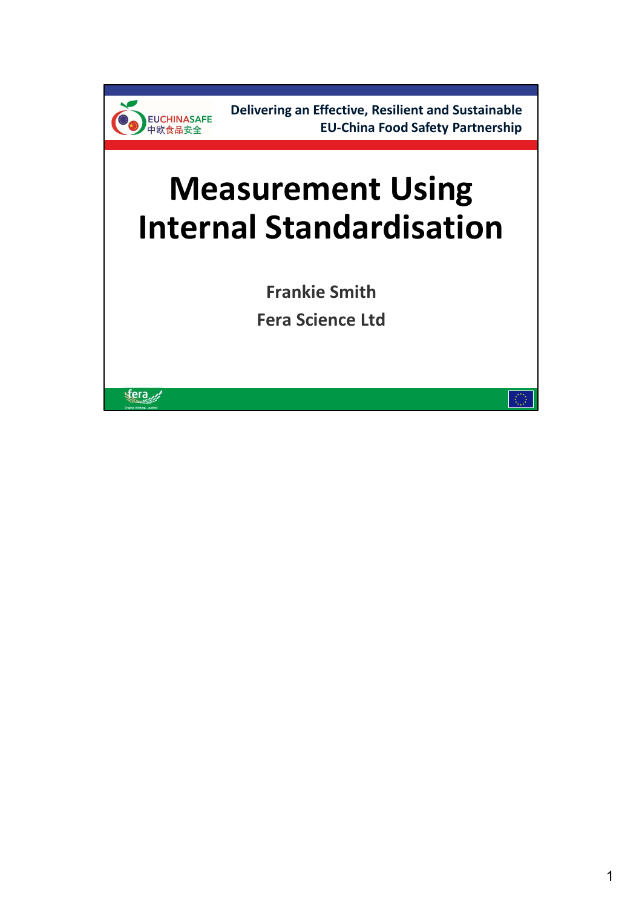EUCHINASAFE 中欧食品安全

Delivering an Effective, Resilient and Sustainable EU-China Food Safety Partnership

# Measurement Using Internal Standardisation

**Frankie Smith**

**Fera Science Ltd**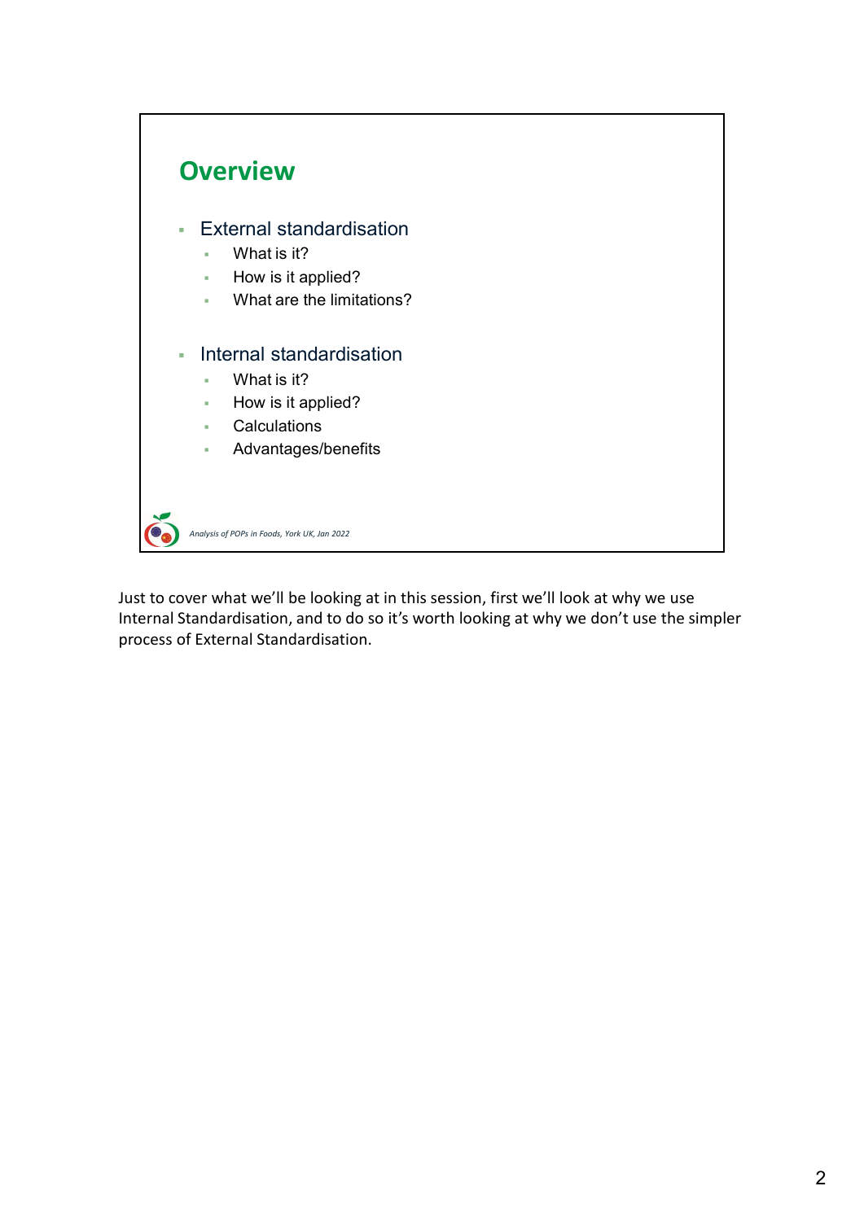## Overview

- External standardisation
  - What is it?
  - How is it applied?
  - What are the limitations?
- Internal standardisation
  - What is it?
  - How is it applied?
  - Calculations
  - Advantages/benefits

*Analysis of POPs in Foods, York UK, Jan 2022*

Just to cover what we'll be looking at in this session, first we'll look at why we use Internal Standardisation, and to do so it's worth looking at why we don't use the simpler process of External Standardisation.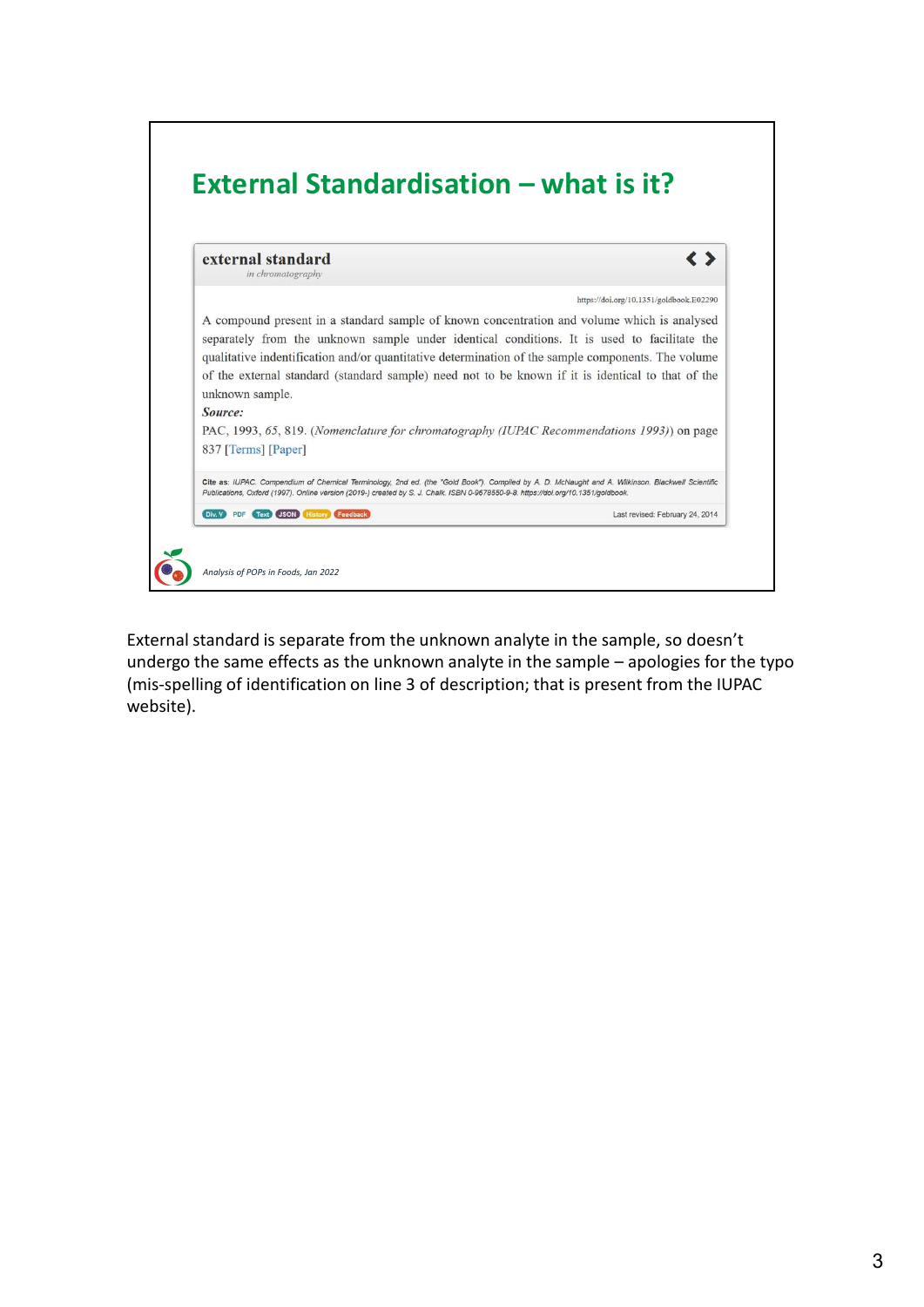## External Standardisation – what is it?

**external standard**
*in chromatography*

https://doi.org/10.1351/goldbook.E02290

A compound present in a standard sample of known concentration and volume which is analysed separately from the unknown sample under identical conditions. It is used to facilitate the qualitative indentification and/or quantitative determination of the sample components. The volume of the external standard (standard sample) need not to be known if it is identical to that of the unknown sample.

***Source:***

PAC, 1993, *65*, 819. (*Nomenclature for chromatography (IUPAC Recommendations 1993)*) on page 837 [Terms] [Paper]

**Cite as:** *IUPAC. Compendium of Chemical Terminology, 2nd ed. (the "Gold Book"). Compiled by A. D. McNaught and A. Wilkinson. Blackwell Scientific Publications, Oxford (1997). Online version (2019-) created by S. J. Chalk. ISBN 0-9678550-9-8. https://doi.org/10.1351/goldbook.*

Div. V PDF Text JSON History Feedback

Last revised: February 24, 2014

*Analysis of POPs in Foods, Jan 2022*

External standard is separate from the unknown analyte in the sample, so doesn't undergo the same effects as the unknown analyte in the sample – apologies for the typo (mis-spelling of identification on line 3 of description; that is present from the IUPAC website).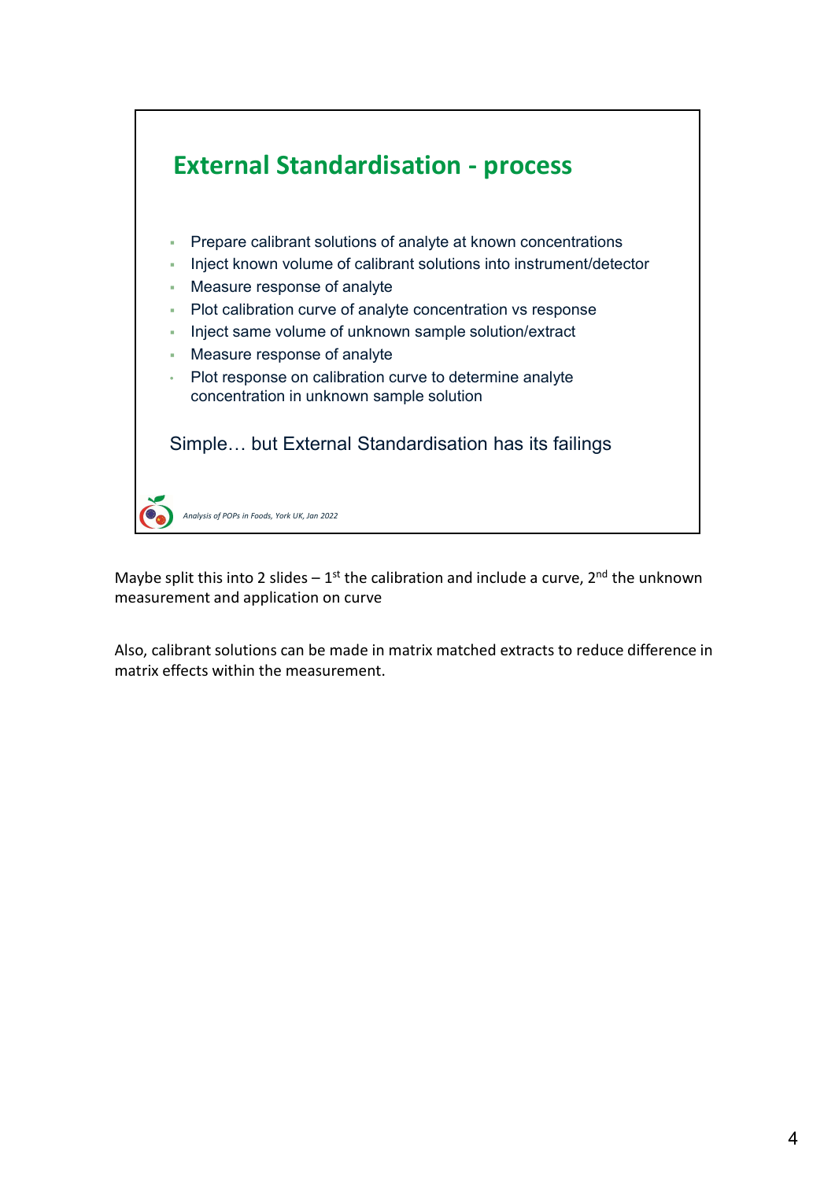## External Standardisation - process

- Prepare calibrant solutions of analyte at known concentrations
- Inject known volume of calibrant solutions into instrument/detector
- Measure response of analyte
- Plot calibration curve of analyte concentration vs response
- Inject same volume of unknown sample solution/extract
- Measure response of analyte
- Plot response on calibration curve to determine analyte concentration in unknown sample solution

Simple… but External Standardisation has its failings

*Analysis of POPs in Foods, York UK, Jan 2022*

Maybe split this into 2 slides – 1st the calibration and include a curve, 2nd the unknown measurement and application on curve

Also, calibrant solutions can be made in matrix matched extracts to reduce difference in matrix effects within the measurement.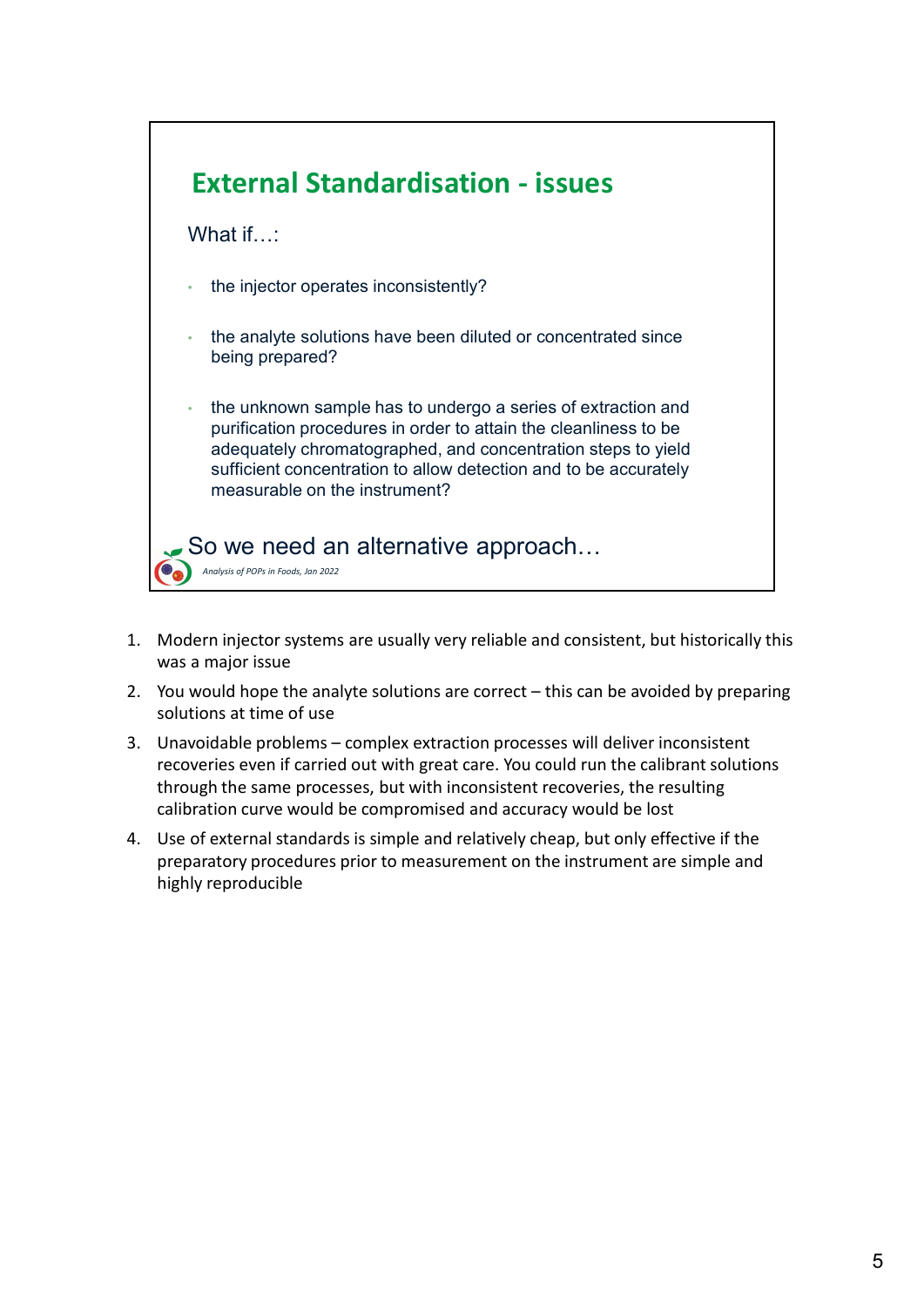## External Standardisation - issues

What if…:

- the injector operates inconsistently?
- the analyte solutions have been diluted or concentrated since being prepared?
- the unknown sample has to undergo a series of extraction and purification procedures in order to attain the cleanliness to be adequately chromatographed, and concentration steps to yield sufficient concentration to allow detection and to be accurately measurable on the instrument?

So we need an alternative approach…

*Analysis of POPs in Foods, Jan 2022*

1. Modern injector systems are usually very reliable and consistent, but historically this was a major issue
2. You would hope the analyte solutions are correct – this can be avoided by preparing solutions at time of use
3. Unavoidable problems – complex extraction processes will deliver inconsistent recoveries even if carried out with great care. You could run the calibrant solutions through the same processes, but with inconsistent recoveries, the resulting calibration curve would be compromised and accuracy would be lost
4. Use of external standards is simple and relatively cheap, but only effective if the preparatory procedures prior to measurement on the instrument are simple and highly reproducible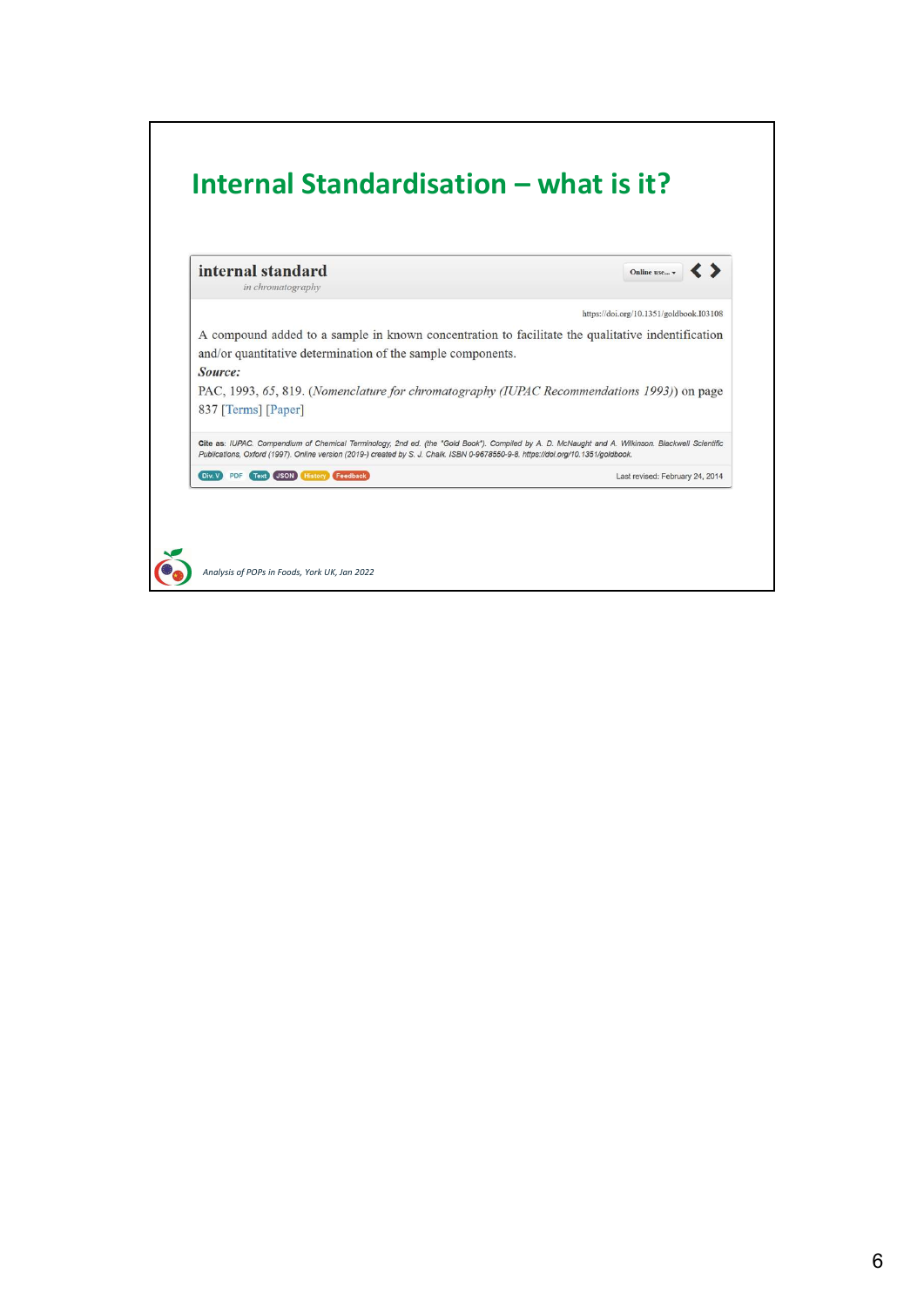# Internal Standardisation – what is it?

**internal standard**

*in chromatography*

https://doi.org/10.1351/goldbook.I03108

A compound added to a sample in known concentration to facilitate the qualitative indentification and/or quantitative determination of the sample components.

***Source:***

PAC, 1993, *65*, 819. (*Nomenclature for chromatography (IUPAC Recommendations 1993)*) on page 837 [Terms] [Paper]

**Cite as:** *IUPAC. Compendium of Chemical Terminology, 2nd ed. (the "Gold Book"). Compiled by A. D. McNaught and A. Wilkinson. Blackwell Scientific Publications, Oxford (1997). Online version (2019-) created by S. J. Chalk. ISBN 0-9678550-9-8. https://doi.org/10.1351/goldbook.*

Div. V PDF Text JSON History Feedback

Last revised: February 24, 2014

*Analysis of POPs in Foods, York UK, Jan 2022*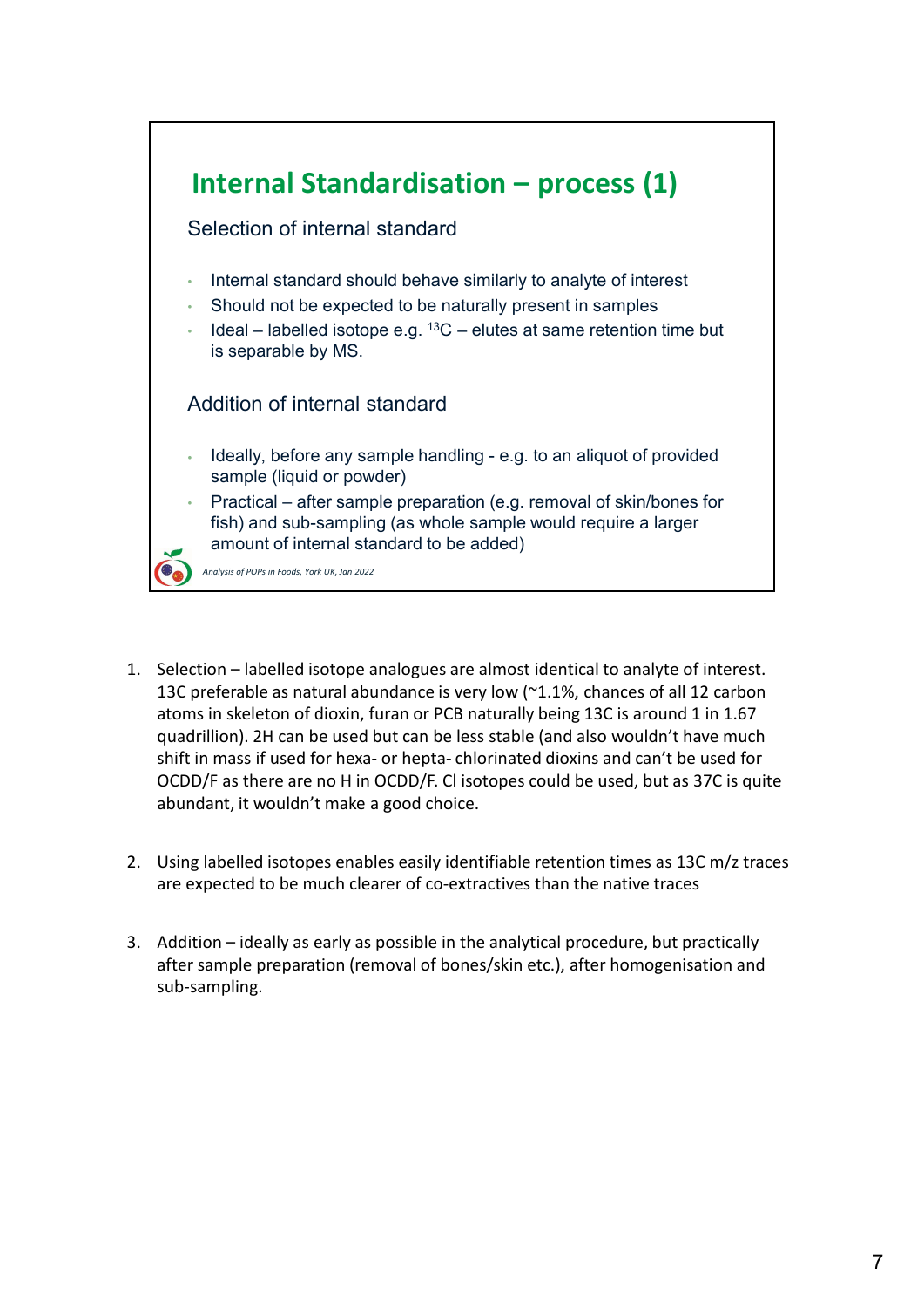## Internal Standardisation – process (1)

### Selection of internal standard

- Internal standard should behave similarly to analyte of interest
- Should not be expected to be naturally present in samples
- Ideal – labelled isotope e.g. $^{13}C$ – elutes at same retention time but is separable by MS.

### Addition of internal standard

- Ideally, before any sample handling - e.g. to an aliquot of provided sample (liquid or powder)
- Practical – after sample preparation (e.g. removal of skin/bones for fish) and sub-sampling (as whole sample would require a larger amount of internal standard to be added)

*Analysis of POPs in Foods, York UK, Jan 2022*

1. Selection – labelled isotope analogues are almost identical to analyte of interest. 13C preferable as natural abundance is very low (~1.1%, chances of all 12 carbon atoms in skeleton of dioxin, furan or PCB naturally being 13C is around 1 in 1.67 quadrillion). 2H can be used but can be less stable (and also wouldn't have much shift in mass if used for hexa- or hepta- chlorinated dioxins and can't be used for OCDD/F as there are no H in OCDD/F. Cl isotopes could be used, but as 37C is quite abundant, it wouldn't make a good choice.

2. Using labelled isotopes enables easily identifiable retention times as 13C m/z traces are expected to be much clearer of co-extractives than the native traces

3. Addition – ideally as early as possible in the analytical procedure, but practically after sample preparation (removal of bones/skin etc.), after homogenisation and sub-sampling.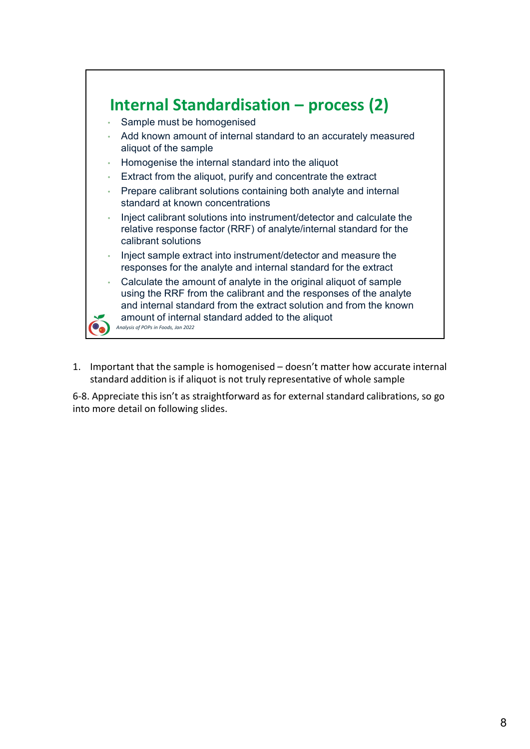## Internal Standardisation – process (2)

- Sample must be homogenised
- Add known amount of internal standard to an accurately measured aliquot of the sample
- Homogenise the internal standard into the aliquot
- Extract from the aliquot, purify and concentrate the extract
- Prepare calibrant solutions containing both analyte and internal standard at known concentrations
- Inject calibrant solutions into instrument/detector and calculate the relative response factor (RRF) of analyte/internal standard for the calibrant solutions
- Inject sample extract into instrument/detector and measure the responses for the analyte and internal standard for the extract
- Calculate the amount of analyte in the original aliquot of sample using the RRF from the calibrant and the responses of the analyte and internal standard from the extract solution and from the known amount of internal standard added to the aliquot

*Analysis of POPs in Foods, Jan 2022*

1. Important that the sample is homogenised – doesn't matter how accurate internal standard addition is if aliquot is not truly representative of whole sample

6-8. Appreciate this isn't as straightforward as for external standard calibrations, so go into more detail on following slides.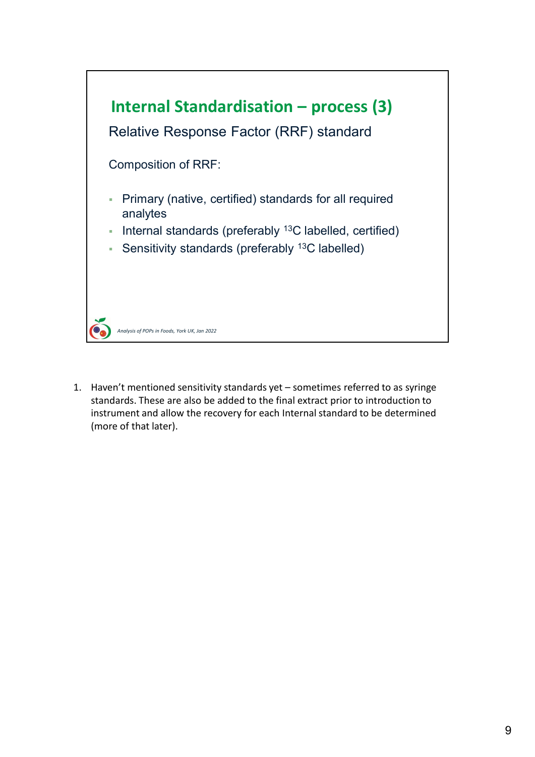## Internal Standardisation – process (3)

Relative Response Factor (RRF) standard

Composition of RRF:

- Primary (native, certified) standards for all required analytes
- Internal standards (preferably $^{13}C$ labelled, certified)
- Sensitivity standards (preferably $^{13}C$ labelled)

*Analysis of POPs in Foods, York UK, Jan 2022*

1. Haven't mentioned sensitivity standards yet – sometimes referred to as syringe standards. These are also be added to the final extract prior to introduction to instrument and allow the recovery for each Internal standard to be determined (more of that later).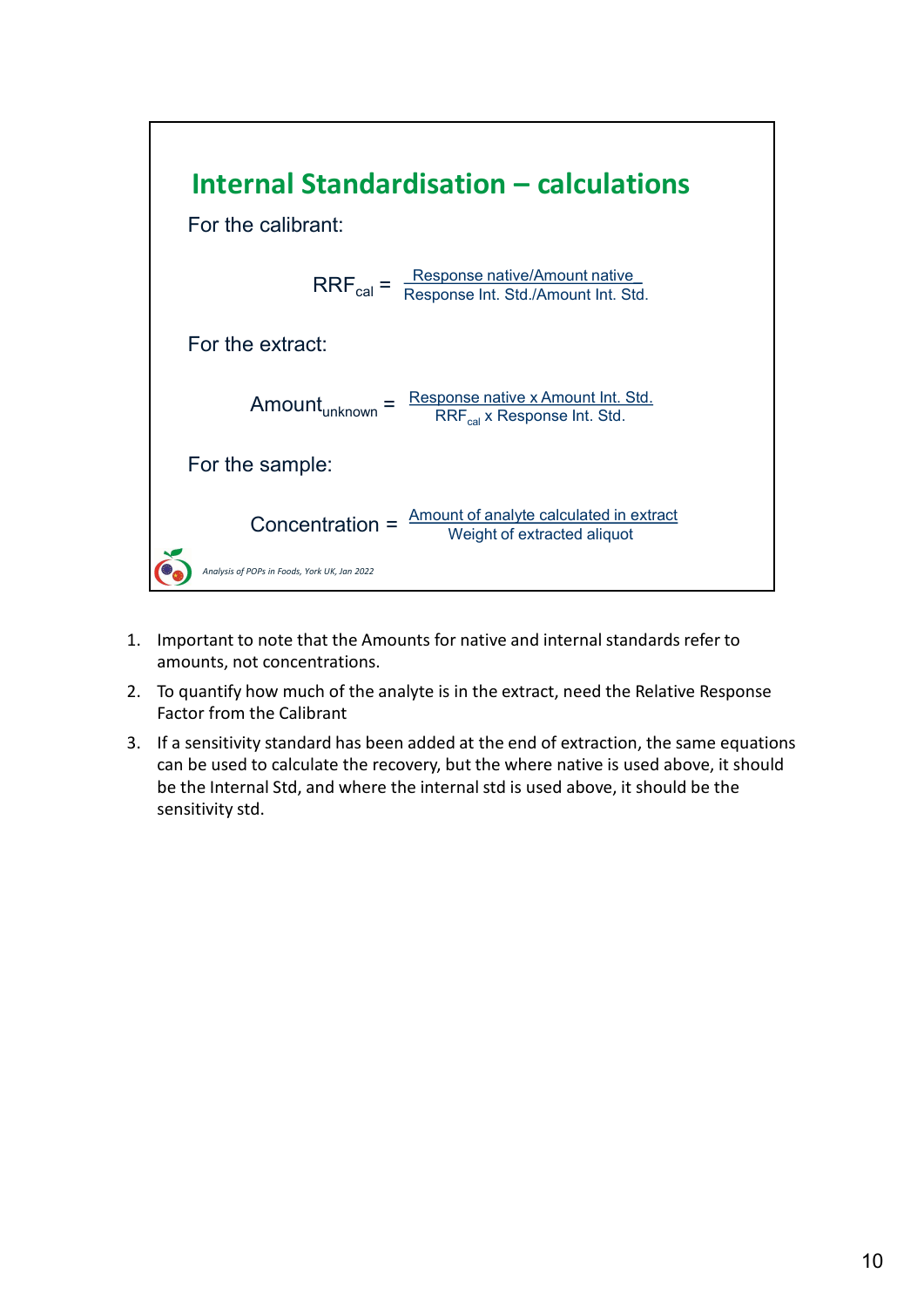## Internal Standardisation – calculations

For the calibrant:

$$RRF_{cal} = \frac{\text{Response native/Amount native}}{\text{Response Int. Std./Amount Int. Std.}}$$

For the extract:

$$Amount_{unknown} = \frac{\text{Response native x Amount Int. Std.}}{RRF_{cal}\text{ x Response Int. Std.}}$$

For the sample:

$$\text{Concentration} = \frac{\text{Amount of analyte calculated in extract}}{\text{Weight of extracted aliquot}}$$

*Analysis of POPs in Foods, York UK, Jan 2022*

1. Important to note that the Amounts for native and internal standards refer to amounts, not concentrations.
2. To quantify how much of the analyte is in the extract, need the Relative Response Factor from the Calibrant
3. If a sensitivity standard has been added at the end of extraction, the same equations can be used to calculate the recovery, but the where native is used above, it should be the Internal Std, and where the internal std is used above, it should be the sensitivity std.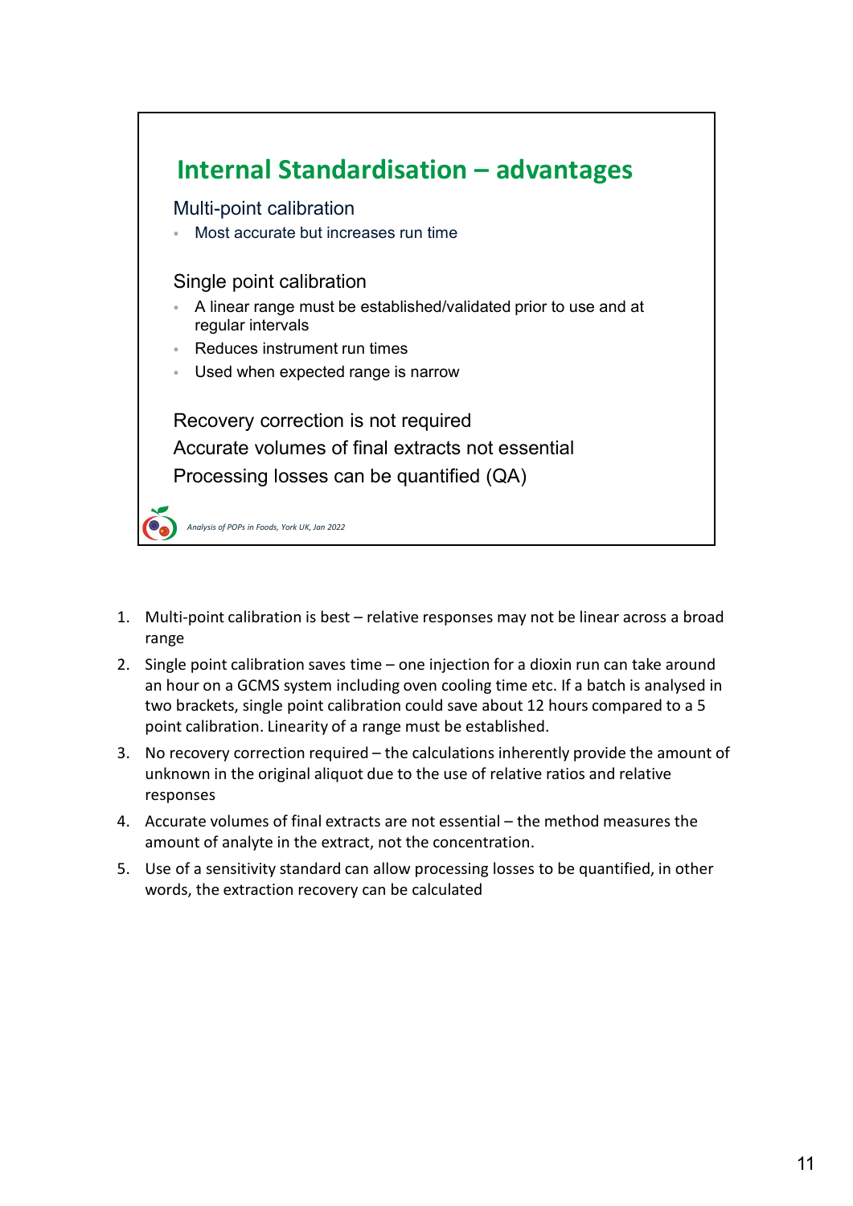## Internal Standardisation – advantages

Multi-point calibration

- Most accurate but increases run time

Single point calibration

- A linear range must be established/validated prior to use and at regular intervals
- Reduces instrument run times
- Used when expected range is narrow

Recovery correction is not required

Accurate volumes of final extracts not essential

Processing losses can be quantified (QA)

*Analysis of POPs in Foods, York UK, Jan 2022*

1. Multi-point calibration is best – relative responses may not be linear across a broad range
2. Single point calibration saves time – one injection for a dioxin run can take around an hour on a GCMS system including oven cooling time etc. If a batch is analysed in two brackets, single point calibration could save about 12 hours compared to a 5 point calibration. Linearity of a range must be established.
3. No recovery correction required – the calculations inherently provide the amount of unknown in the original aliquot due to the use of relative ratios and relative responses
4. Accurate volumes of final extracts are not essential – the method measures the amount of analyte in the extract, not the concentration.
5. Use of a sensitivity standard can allow processing losses to be quantified, in other words, the extraction recovery can be calculated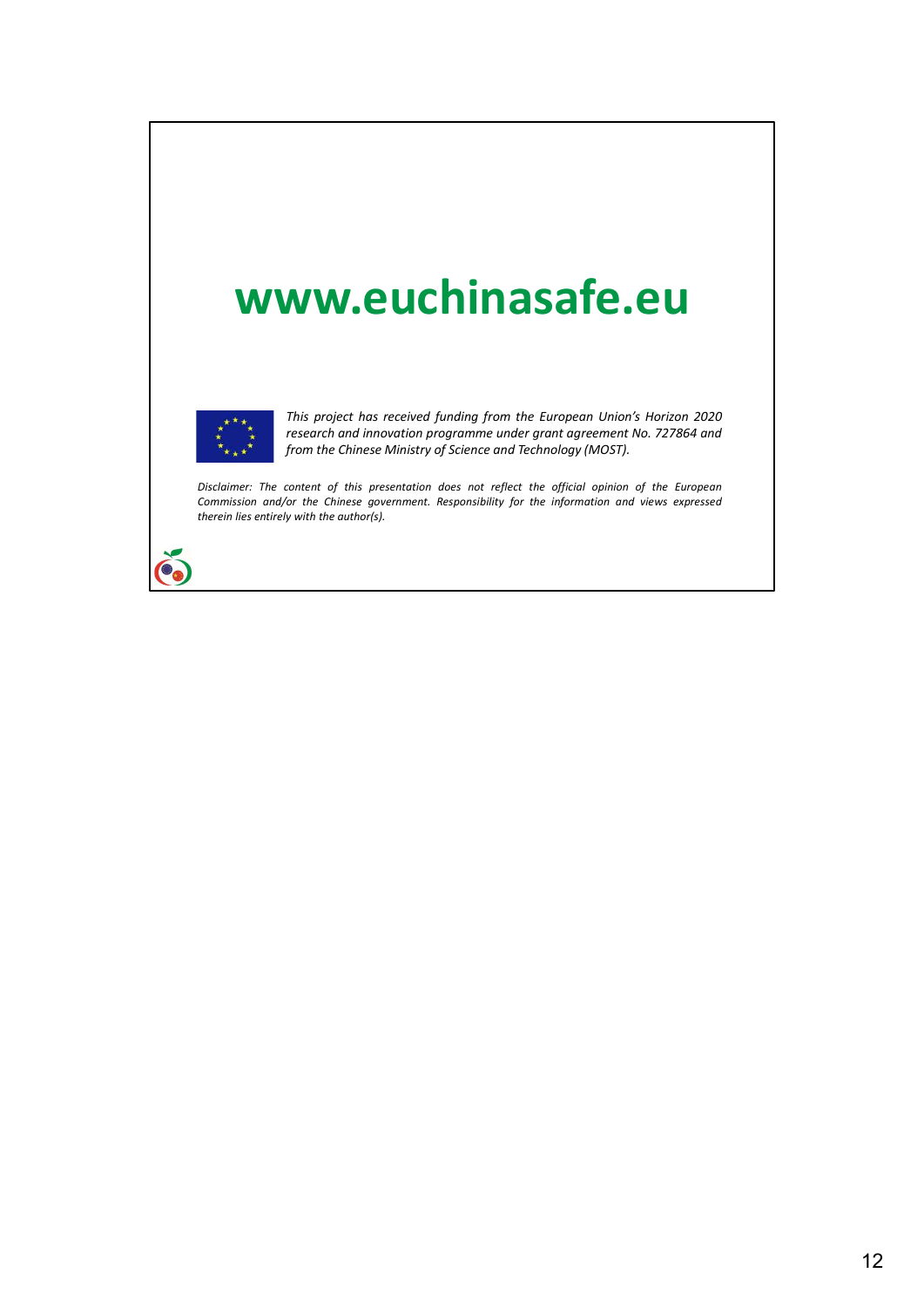# www.euchinasafe.eu

*This project has received funding from the European Union's Horizon 2020 research and innovation programme under grant agreement No. 727864 and from the Chinese Ministry of Science and Technology (MOST).*

*Disclaimer: The content of this presentation does not reflect the official opinion of the European Commission and/or the Chinese government. Responsibility for the information and views expressed therein lies entirely with the author(s).*